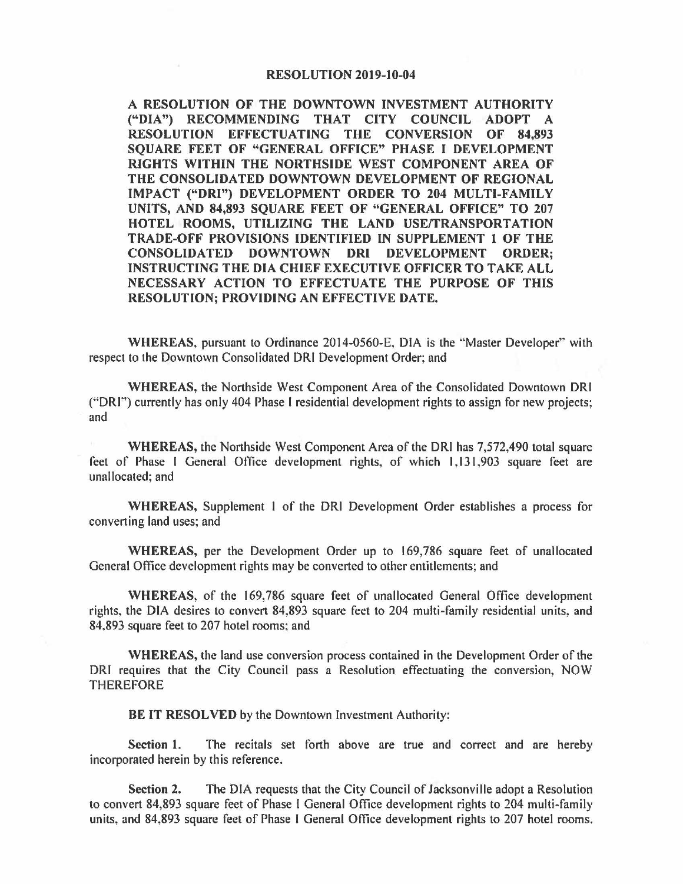# RESOLUTION 2019-10-04

**A RESOLUTION OF THE DOWNTOWN INVESTMENT AUTHORITY ("DIA") RECOMMENDING THAT CITY COUNCIL ADOPT A RESOLUTION EFFECTUATING THE CONVERSION OF 84,893 SQUARE FEET OF "GENERAL OFFICE" PHASE I DEVELOPMENT RIGHTS WITHIN THE NORTHSIDE WEST COMPONENT AREA OF THE CONSOLIDATED DOWNTOWN DEVELOPMENT OF REGIONAL IMPACT ("DRI") DEVELOPMENT ORDER TO 204 MULTI-FAMILY UNITS, AND 84,893 SQUARE FEET OF "GENERAL OFFICE" TO 207 HOTEL ROOMS, UTILIZING THE LAND USE/TRANSPORTATION TRADE-OFF PROVISIONS IDENTIFIED IN SUPPLEMENT 1 OF THE CONSOLIDATED DOWNTOWN DRI DEVELOPMENT ORDER; INSTRUCTING THE DIA CHIEF EXECUTIVE OFFICER TO TAKE ALL NECESSARY ACTION TO EFFECTUATE THE PURPOSE OF THIS RESOLUTION; PROVIDING AN EFFECTIVE DATE.**

**WHEREAS,** pursuant to Ordinance 2014-0560-E, DIA is the "Master Developer" with respect to the Downtown Consolidated DRI Development Order; and

**WHEREAS,** the Northside West Component Area of the Consolidated Downtown DRI ("DRI") currently has only 404 Phase I residential development rights to assign for new projects; and

**WHEREAS,** the Northside West Component Area of the DRI has 7,572,490 total square feet of Phase I General Office development rights, of which 1,131,903 square feet are unallocated; and

**WHEREAS,** Supplement 1 of the DRI Development Order establishes a process for converting land uses; and

**WHEREAS,** per the Development Order up to 169,786 square feet of unallocated General Office development rights may be converted to other entitlements; and

**WHEREAS,** of the 169,786 square feet of unallocated General Office development rights, the DIA desires to convert 84,893 square feet to 204 multi-family residential units, and 84,893 square feet to 207 hotel rooms; and

**WHEREAS,** the land use conversion process contained in the Development Order of the DRI requires that the City Council pass a Resolution effectuating the conversion, NOW THEREFORE

**BE IT RESOLVED** by the Downtown Investment Authority:

**Section 1.** The recitals set forth above are true and correct and are hereby incorporated herein by this reference.

**Section 2.** The DIA requests that the City Council of Jacksonville adopt a Resolution to convert 84,893 square feet of Phase I General Office development rights to 204 multi-family units, and 84,893 square feet of Phase I General Office development rights to 207 hotel rooms.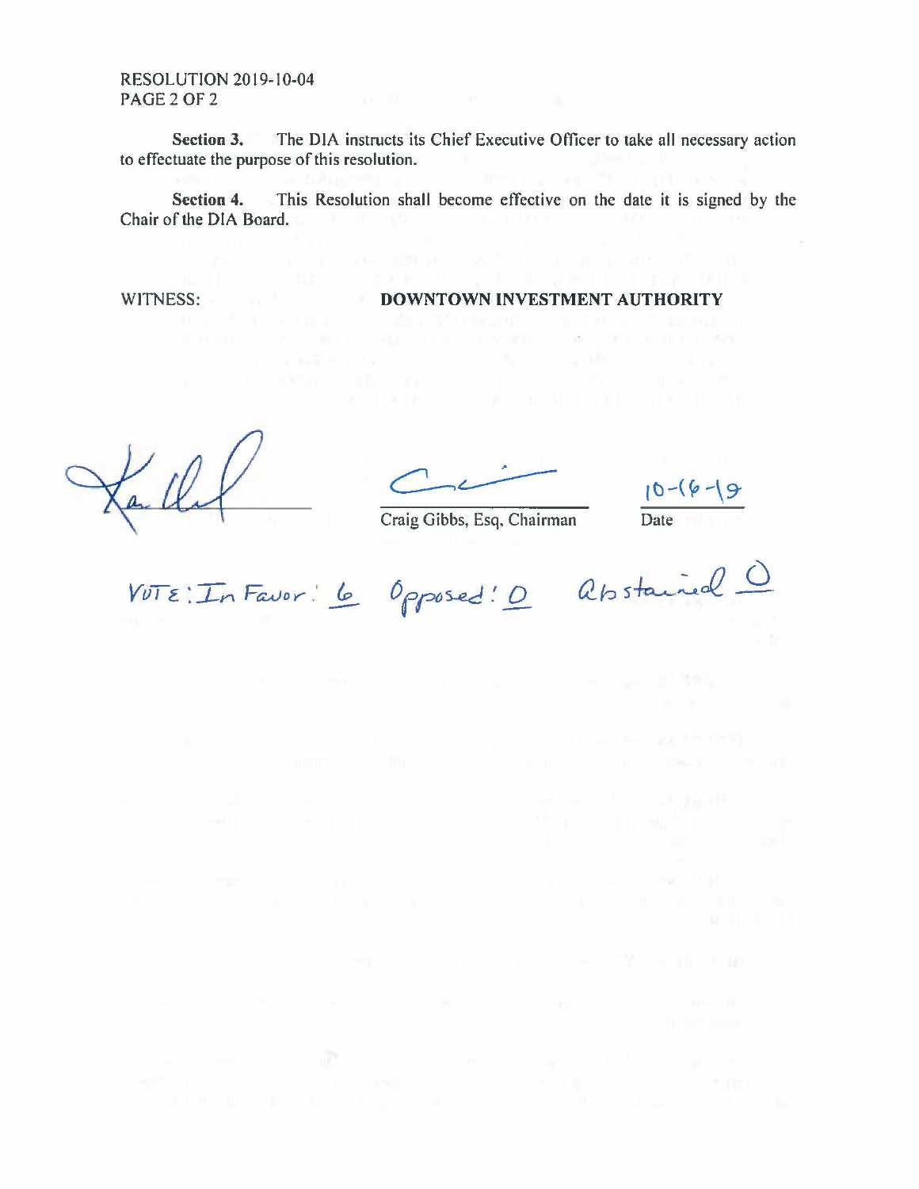RESOLUTION 2019-10-04

**Section 3.** The DIA instructs its Chief Executive Officer to take all necessary action to effectuate the purpose of this resolution.

**Section 4.** This Resolution shall become effective on the date it is signed by the Chair of the DIA Board.

WITNESS: **DOWNTOWN INVESTMENT AUTHORITY**

Craig Gibbs, Esq, Chairman

10-16-19

Date

VOTE: In Favor: 6 Opposed: 0 Abstained 0